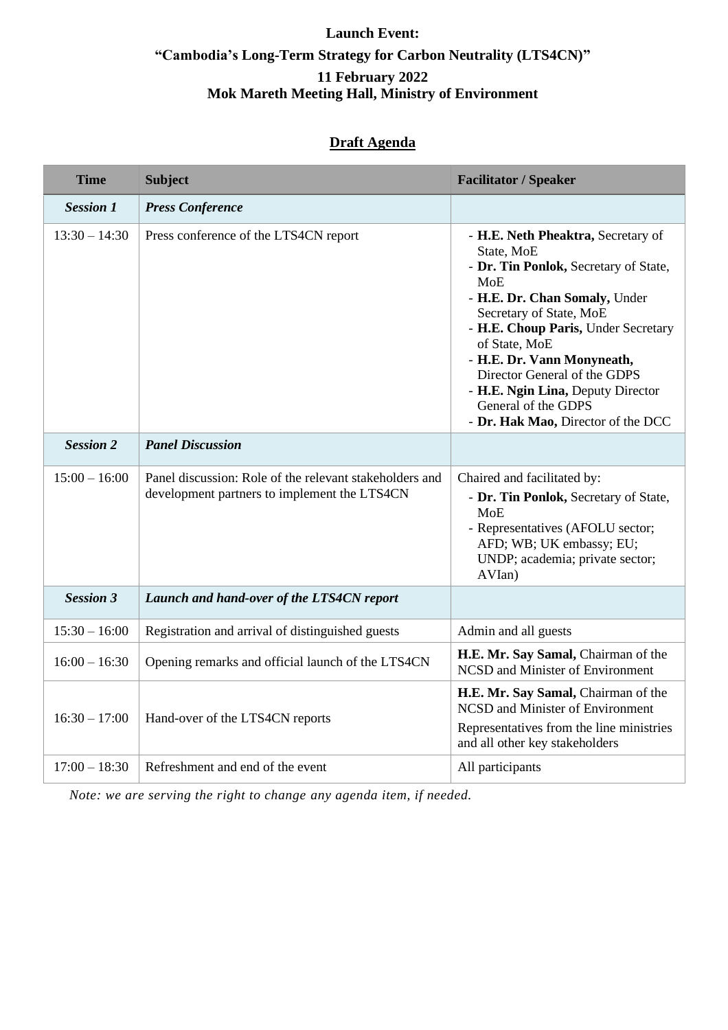**Launch Event:**

**"Cambodia's Long-Term Strategy for Carbon Neutrality (LTS4CN)"**

**11 February 2022**

**Mok Mareth Meeting Hall, Ministry of Environment**

## Draft Agenda

| Time | Subject | Facilitator / Speaker |
|---|---|---|
| ***Session 1*** | ***Press Conference*** | |
| 13:30 – 14:30 | Press conference of the LTS4CN report | - **H.E. Neth Pheaktra,** Secretary of State, MoE<br>- **Dr. Tin Ponlok,** Secretary of State, MoE<br>- **H.E. Dr. Chan Somaly,** Under Secretary of State, MoE<br>- **H.E. Choup Paris,** Under Secretary of State, MoE<br>- **H.E. Dr. Vann Monyneath,** Director General of the GDPS<br>- **H.E. Ngin Lina,** Deputy Director General of the GDPS<br>- **Dr. Hak Mao,** Director of the DCC |
| ***Session 2*** | ***Panel Discussion*** | |
| 15:00 – 16:00 | Panel discussion: Role of the relevant stakeholders and development partners to implement the LTS4CN | Chaired and facilitated by:<br>- **Dr. Tin Ponlok,** Secretary of State, MoE<br>- Representatives (AFOLU sector; AFD; WB; UK embassy; EU; UNDP; academia; private sector; AVIan) |
| ***Session 3*** | ***Launch and hand-over of the LTS4CN report*** | |
| 15:30 – 16:00 | Registration and arrival of distinguished guests | Admin and all guests |
| 16:00 – 16:30 | Opening remarks and official launch of the LTS4CN | **H.E. Mr. Say Samal,** Chairman of the NCSD and Minister of Environment |
| 16:30 – 17:00 | Hand-over of the LTS4CN reports | **H.E. Mr. Say Samal,** Chairman of the NCSD and Minister of Environment<br>Representatives from the line ministries and all other key stakeholders |
| 17:00 – 18:30 | Refreshment and end of the event | All participants |

*Note: we are serving the right to change any agenda item, if needed.*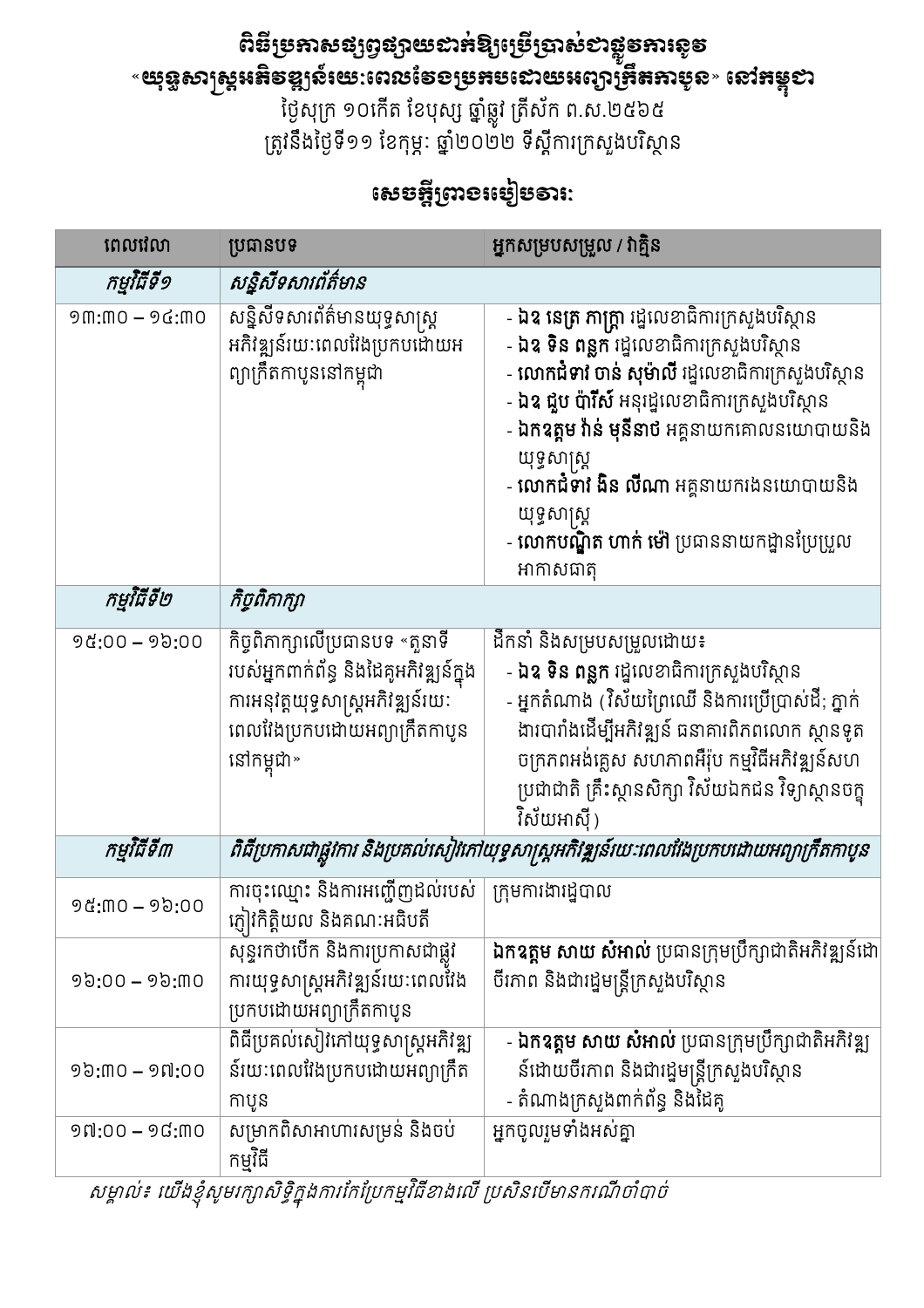# ពិធីប្រកាសផ្សព្វផ្សាយដាក់ឱ្យប្រើប្រាស់ជាផ្លូវការនូវ «យុទ្ធសាស្ត្រអភិវឌ្ឍន៍រយៈពេលវែងប្រកបដោយអព្យាក្រឹតកាបូន» នៅកម្ពុជា

ថ្ងៃសុក្រ ១០កើត ខែបុស្ស ឆ្នាំឆ្លូវ ត្រីស័ក ព.ស.២៥៦៥

ត្រូវនឹងថ្ងៃទី១១ ខែកុម្ភៈ ឆ្នាំ២០២២ ទីស្តីការក្រសួងបរិស្ថាន

## សេចក្តីព្រាងរបៀបវារៈ

| ពេលវេលា | ប្រធានបទ | អ្នកសម្របសម្រួល / វាគ្មិន |
|---|---|---|
| *កម្មវិធីទី១* | *សន្និសីទសារព័ត៌មាន* | |
| ១៣:៣០ – ១៤:៣០ | សន្និសីទសារព័ត៌មានយុទ្ធសាស្ត្រអភិវឌ្ឍន៍រយៈពេលវែងប្រកបដោយអព្យាក្រឹតកាបូននៅកម្ពុជា | - **ឯ.ឧ នេត្រ ភាក្រ្តា** រដ្ឋលេខាធិការក្រសួងបរិស្ថាន<br>- **ឯ.ឧ ទិន ពន្លក** រដ្ឋលេខាធិការក្រសួងបរិស្ថាន<br>- **លោកជំទាវ ចាន់ សុម៉ាលី** រដ្ឋលេខាធិការក្រសួងបរិស្ថាន<br>- **ឯ.ឧ ជួប ប៉ារីស** អនុរដ្ឋលេខាធិការក្រសួងបរិស្ថាន<br>- **ឯកឧត្តម វ៉ាន់ មុនីនាថ** អគ្គនាយកគោលនយោបាយនិងយុទ្ធសាស្ត្រ<br>- **លោកជំទាវ ងិន លីណា** អគ្គនាយករងនយោបាយនិងយុទ្ធសាស្ត្រ<br>- **លោកបណ្ឌិត ហាក់ ម៉ៅ** ប្រធាននាយកដ្ឋានប្រែប្រួលអាកាសធាតុ |
| *កម្មវិធីទី២* | *កិច្ចពិភាក្សា* | |
| ១៥:០០ – ១៦:០០ | កិច្ចពិភាក្សាលើប្រធានបទ «តួនាទីរបស់អ្នកពាក់ព័ន្ធ និងដៃគូអភិវឌ្ឍន៍ក្នុងការអនុវត្តយុទ្ធសាស្ត្រអភិវឌ្ឍន៍រយៈពេលវែងប្រកបដោយអព្យាក្រឹតកាបូននៅកម្ពុជា» | ដឹកនាំ និងសម្របសម្រួលដោយ៖<br>- **ឯ.ឧ ទិន ពន្លក** រដ្ឋលេខាធិការក្រសួងបរិស្ថាន<br>- អ្នកតំណាង (វិស័យព្រៃឈើ និងការប្រើប្រាស់ដី; ភ្នាក់ងារបារាំងដើម្បីអភិវឌ្ឍន៍ ធនាគារពិភពលោក ស្ថានទូតចក្រភពអង់គ្លេស សហភាពអឺរ៉ុប កម្មវិធីអភិវឌ្ឍន៍សហប្រជាជាតិ គ្រឹះស្ថានសិក្សា វិស័យឯកជន វិទ្យាស្ថានចក្ខុវិស័យអាស៊ី) |
| *កម្មវិធីទី៣* | *ពិធីប្រកាសជាផ្លូវការ និងប្រគល់សៀវភៅយុទ្ធសាស្ត្រអភិវឌ្ឍន៍រយៈពេលវែងប្រកបដោយអព្យាក្រឹតកាបូន* | |
| ១៥:៣០ – ១៦:០០ | ការចុះឈ្មោះ និងការអញ្ជើញដល់របស់ភ្ញៀវកិត្តិយល និងគណៈអធិបតី | ក្រុមការងាររដ្ឋបាល |
| ១៦:០០ – ១៦:៣០ | សុន្ទរកថាបើក និងការប្រកាសជាផ្លូវការយុទ្ធសាស្ត្រអភិវឌ្ឍន៍រយៈពេលវែងប្រកបដោយអព្យាក្រឹតកាបូន | **ឯកឧត្តម សាយ សំអាល់** ប្រធានក្រុមប្រឹក្សាជាតិអភិវឌ្ឍន៍ដោចីរភាព និងជារដ្ឋមន្ត្រីក្រសួងបរិស្ថាន |
| ១៦:៣០ – ១៧:០០ | ពិធីប្រគល់សៀវភៅយុទ្ធសាស្ត្រអភិវឌ្ឍន៍រយៈពេលវែងប្រកបដោយអព្យាក្រឹតកាបូន | - **ឯកឧត្តម សាយ សំអាល់** ប្រធានក្រុមប្រឹក្សាជាតិអភិវឌ្ឍន៍ដោយចីរភាព និងជារដ្ឋមន្ត្រីក្រសួងបរិស្ថាន<br>- តំណាងក្រសួងពាក់ព័ន្ធ និងដៃគូ |
| ១៧:០០ – ១៨:៣០ | សម្រាកពិសាអាហារសម្រន់ និងចប់កម្មវិធី | អ្នកចូលរួមទាំងអស់គ្នា |

*សម្គាល់៖ យើងខ្ញុំសូមរក្សាសិទ្ធិក្នុងការកែប្រែកម្មវិធីខាងលើ ប្រសិនបើមានករណីចាំបាច់*